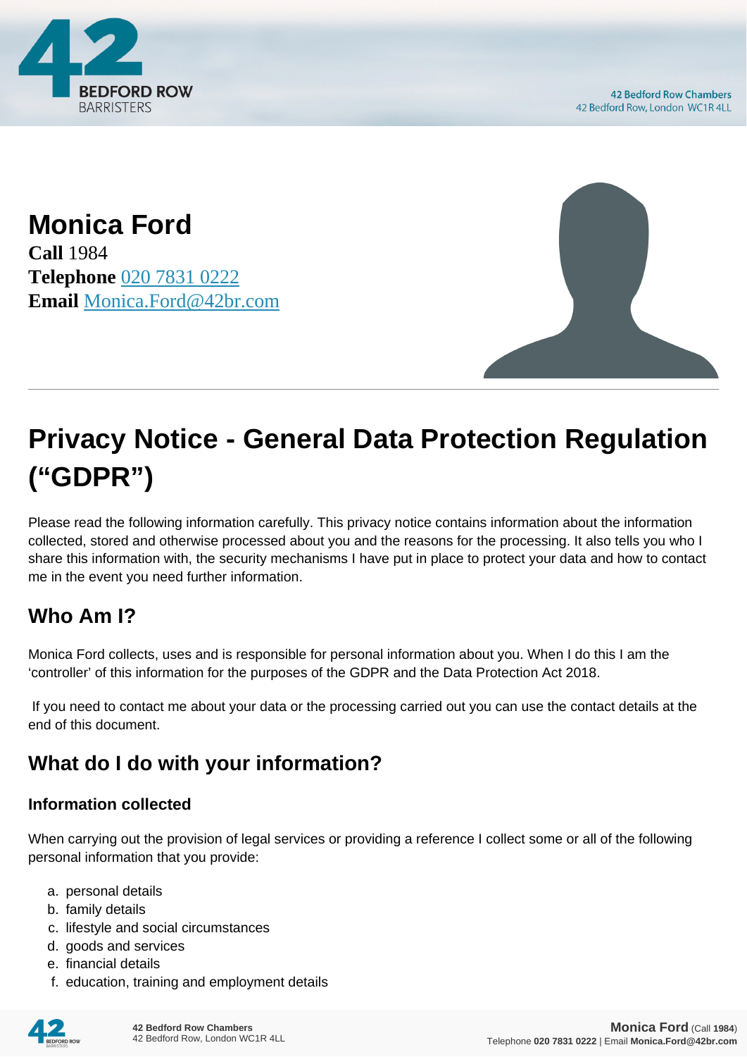# Monica Ford

**Call** 1984
**Telephone** 020 7831 0222
**Email** Monica.Ford@42br.com

---

# Privacy Notice - General Data Protection Regulation ("GDPR")

Please read the following information carefully. This privacy notice contains information about the information collected, stored and otherwise processed about you and the reasons for the processing. It also tells you who I share this information with, the security mechanisms I have put in place to protect your data and how to contact me in the event you need further information.

## Who Am I?

Monica Ford collects, uses and is responsible for personal information about you. When I do this I am the 'controller' of this information for the purposes of the GDPR and the Data Protection Act 2018.

If you need to contact me about your data or the processing carried out you can use the contact details at the end of this document.

## What do I do with your information?

### Information collected

When carrying out the provision of legal services or providing a reference I collect some or all of the following personal information that you provide:

a. personal details
b. family details
c. lifestyle and social circumstances
d. goods and services
e. financial details
f. education, training and employment details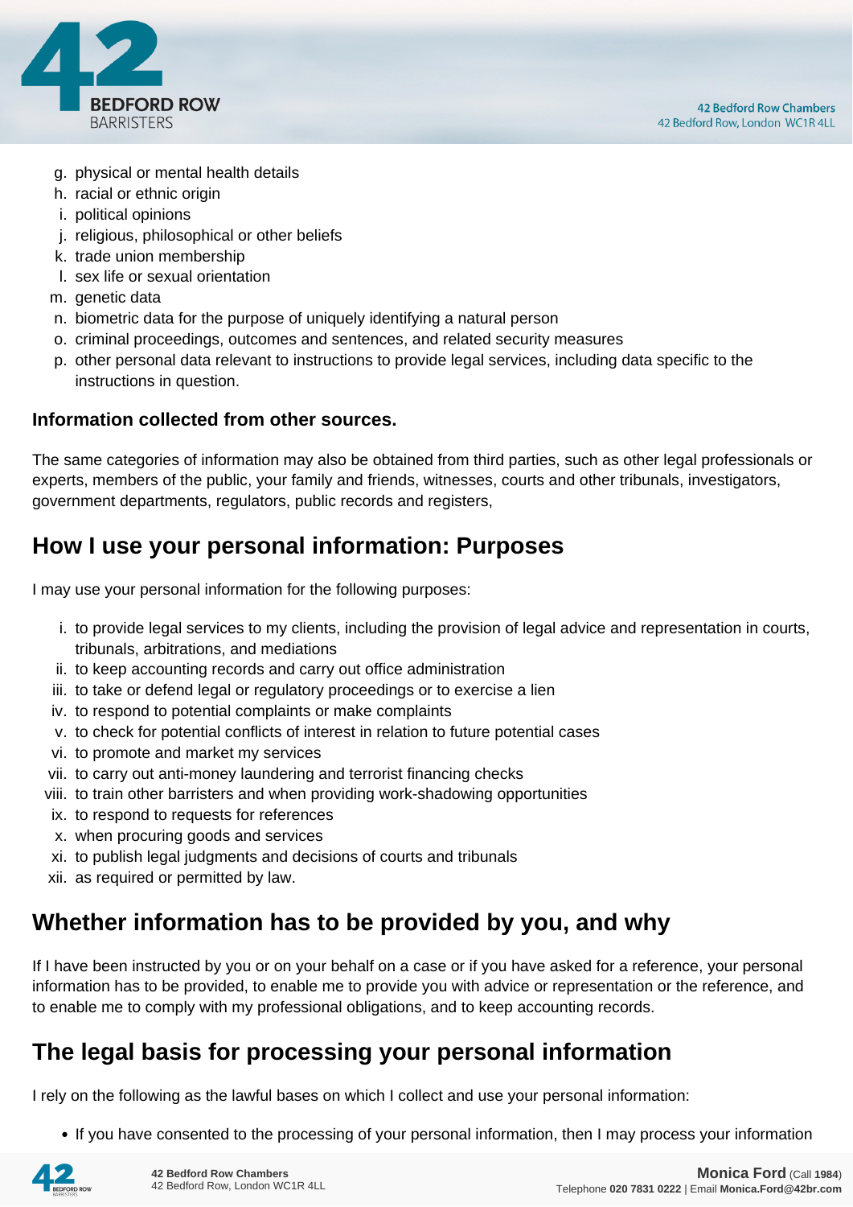g. physical or mental health details
h. racial or ethnic origin
i. political opinions
j. religious, philosophical or other beliefs
k. trade union membership
l. sex life or sexual orientation
m. genetic data
n. biometric data for the purpose of uniquely identifying a natural person
o. criminal proceedings, outcomes and sentences, and related security measures
p. other personal data relevant to instructions to provide legal services, including data specific to the instructions in question.

**Information collected from other sources.**

The same categories of information may also be obtained from third parties, such as other legal professionals or experts, members of the public, your family and friends, witnesses, courts and other tribunals, investigators, government departments, regulators, public records and registers,

## How I use your personal information: Purposes

I may use your personal information for the following purposes:

i. to provide legal services to my clients, including the provision of legal advice and representation in courts, tribunals, arbitrations, and mediations
ii. to keep accounting records and carry out office administration
iii. to take or defend legal or regulatory proceedings or to exercise a lien
iv. to respond to potential complaints or make complaints
v. to check for potential conflicts of interest in relation to future potential cases
vi. to promote and market my services
vii. to carry out anti-money laundering and terrorist financing checks
viii. to train other barristers and when providing work-shadowing opportunities
ix. to respond to requests for references
x. when procuring goods and services
xi. to publish legal judgments and decisions of courts and tribunals
xii. as required or permitted by law.

## Whether information has to be provided by you, and why

If I have been instructed by you or on your behalf on a case or if you have asked for a reference, your personal information has to be provided, to enable me to provide you with advice or representation or the reference, and to enable me to comply with my professional obligations, and to keep accounting records.

## The legal basis for processing your personal information

I rely on the following as the lawful bases on which I collect and use your personal information:

- If you have consented to the processing of your personal information, then I may process your information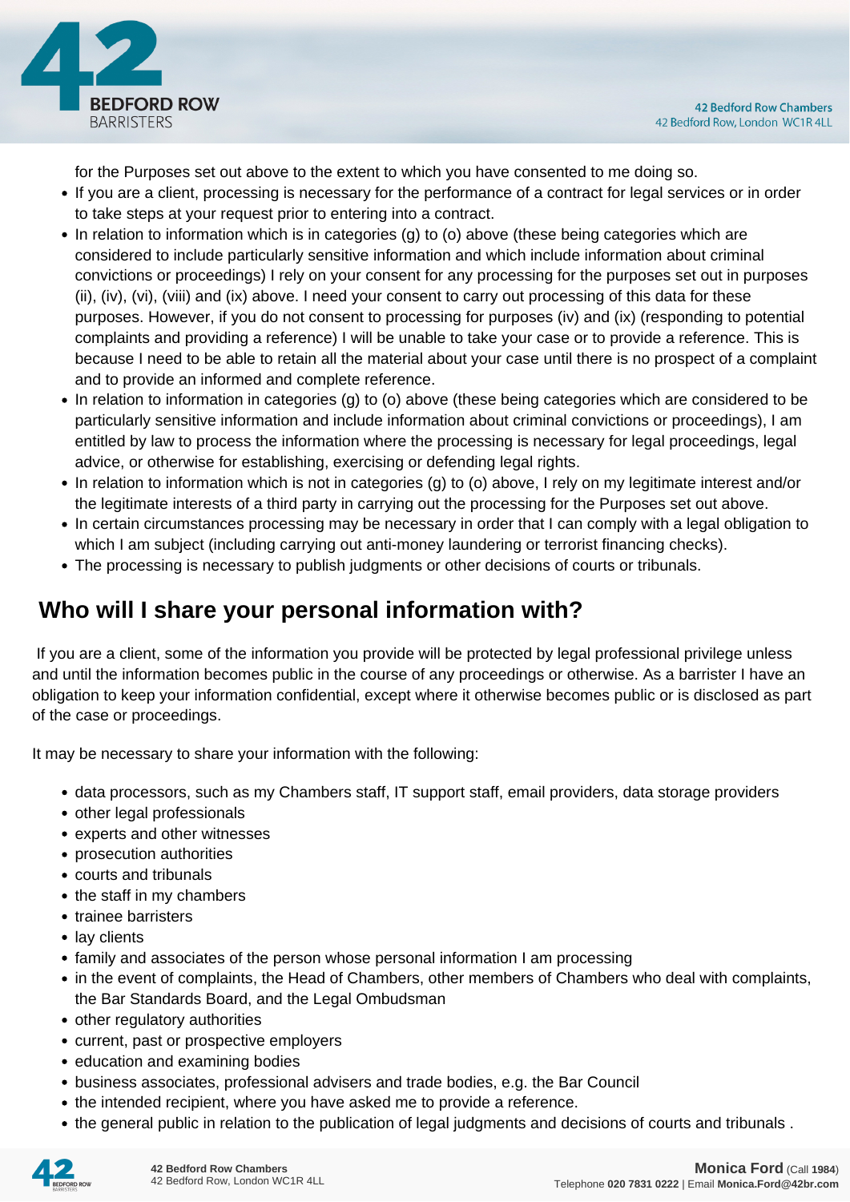for the Purposes set out above to the extent to which you have consented to me doing so.

- If you are a client, processing is necessary for the performance of a contract for legal services or in order to take steps at your request prior to entering into a contract.
- In relation to information which is in categories (g) to (o) above (these being categories which are considered to include particularly sensitive information and which include information about criminal convictions or proceedings) I rely on your consent for any processing for the purposes set out in purposes (ii), (iv), (vi), (viii) and (ix) above. I need your consent to carry out processing of this data for these purposes. However, if you do not consent to processing for purposes (iv) and (ix) (responding to potential complaints and providing a reference) I will be unable to take your case or to provide a reference. This is because I need to be able to retain all the material about your case until there is no prospect of a complaint and to provide an informed and complete reference.
- In relation to information in categories (g) to (o) above (these being categories which are considered to be particularly sensitive information and include information about criminal convictions or proceedings), I am entitled by law to process the information where the processing is necessary for legal proceedings, legal advice, or otherwise for establishing, exercising or defending legal rights.
- In relation to information which is not in categories (g) to (o) above, I rely on my legitimate interest and/or the legitimate interests of a third party in carrying out the processing for the Purposes set out above.
- In certain circumstances processing may be necessary in order that I can comply with a legal obligation to which I am subject (including carrying out anti-money laundering or terrorist financing checks).
- The processing is necessary to publish judgments or other decisions of courts or tribunals.

## Who will I share your personal information with?

If you are a client, some of the information you provide will be protected by legal professional privilege unless and until the information becomes public in the course of any proceedings or otherwise. As a barrister I have an obligation to keep your information confidential, except where it otherwise becomes public or is disclosed as part of the case or proceedings.

It may be necessary to share your information with the following:

- data processors, such as my Chambers staff, IT support staff, email providers, data storage providers
- other legal professionals
- experts and other witnesses
- prosecution authorities
- courts and tribunals
- the staff in my chambers
- trainee barristers
- lay clients
- family and associates of the person whose personal information I am processing
- in the event of complaints, the Head of Chambers, other members of Chambers who deal with complaints, the Bar Standards Board, and the Legal Ombudsman
- other regulatory authorities
- current, past or prospective employers
- education and examining bodies
- business associates, professional advisers and trade bodies, e.g. the Bar Council
- the intended recipient, where you have asked me to provide a reference.
- the general public in relation to the publication of legal judgments and decisions of courts and tribunals .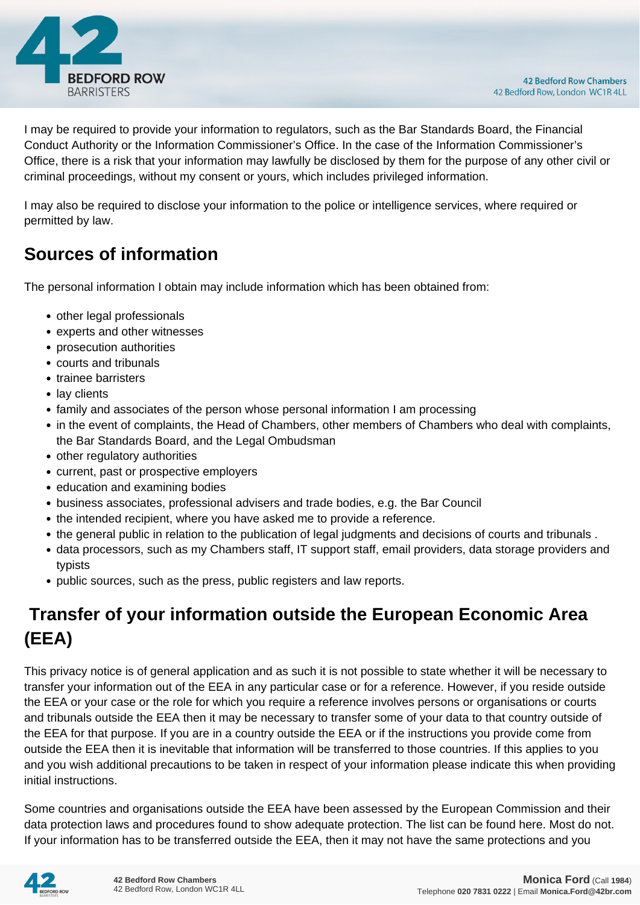I may be required to provide your information to regulators, such as the Bar Standards Board, the Financial Conduct Authority or the Information Commissioner's Office. In the case of the Information Commissioner's Office, there is a risk that your information may lawfully be disclosed by them for the purpose of any other civil or criminal proceedings, without my consent or yours, which includes privileged information.

I may also be required to disclose your information to the police or intelligence services, where required or permitted by law.

## Sources of information

The personal information I obtain may include information which has been obtained from:

- other legal professionals
- experts and other witnesses
- prosecution authorities
- courts and tribunals
- trainee barristers
- lay clients
- family and associates of the person whose personal information I am processing
- in the event of complaints, the Head of Chambers, other members of Chambers who deal with complaints, the Bar Standards Board, and the Legal Ombudsman
- other regulatory authorities
- current, past or prospective employers
- education and examining bodies
- business associates, professional advisers and trade bodies, e.g. the Bar Council
- the intended recipient, where you have asked me to provide a reference.
- the general public in relation to the publication of legal judgments and decisions of courts and tribunals .
- data processors, such as my Chambers staff, IT support staff, email providers, data storage providers and typists
- public sources, such as the press, public registers and law reports.

## Transfer of your information outside the European Economic Area (EEA)

This privacy notice is of general application and as such it is not possible to state whether it will be necessary to transfer your information out of the EEA in any particular case or for a reference. However, if you reside outside the EEA or your case or the role for which you require a reference involves persons or organisations or courts and tribunals outside the EEA then it may be necessary to transfer some of your data to that country outside of the EEA for that purpose. If you are in a country outside the EEA or if the instructions you provide come from outside the EEA then it is inevitable that information will be transferred to those countries. If this applies to you and you wish additional precautions to be taken in respect of your information please indicate this when providing initial instructions.

Some countries and organisations outside the EEA have been assessed by the European Commission and their data protection laws and procedures found to show adequate protection. The list can be found here. Most do not. If your information has to be transferred outside the EEA, then it may not have the same protections and you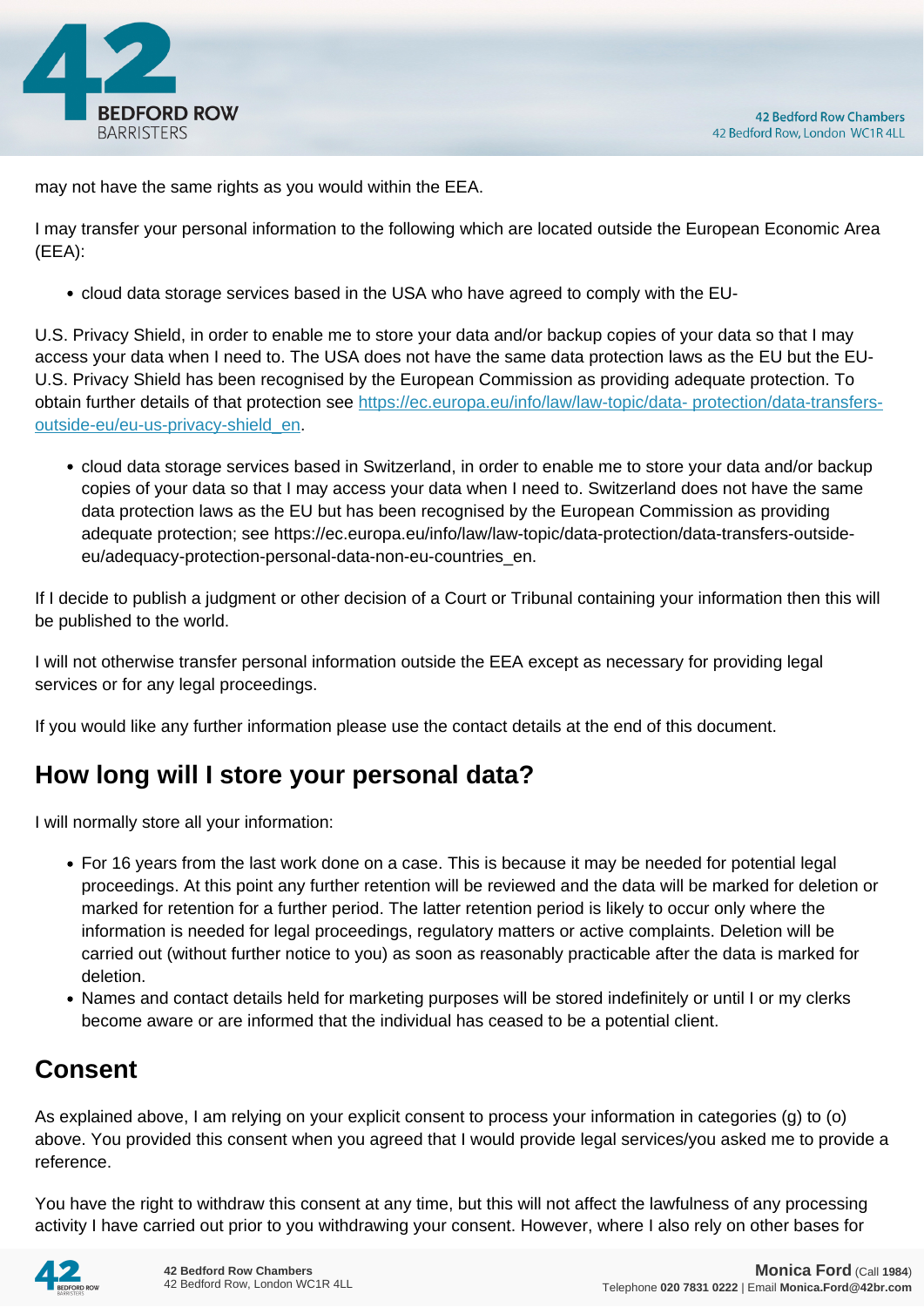may not have the same rights as you would within the EEA.

I may transfer your personal information to the following which are located outside the European Economic Area (EEA):

- cloud data storage services based in the USA who have agreed to comply with the EU-

U.S. Privacy Shield, in order to enable me to store your data and/or backup copies of your data so that I may access your data when I need to. The USA does not have the same data protection laws as the EU but the EU-U.S. Privacy Shield has been recognised by the European Commission as providing adequate protection. To obtain further details of that protection see [https://ec.europa.eu/info/law/law-topic/data- protection/data-transfers-outside-eu/eu-us-privacy-shield_en](https://ec.europa.eu/info/law/law-topic/data-protection/data-transfers-outside-eu/eu-us-privacy-shield_en).

- cloud data storage services based in Switzerland, in order to enable me to store your data and/or backup copies of your data so that I may access your data when I need to. Switzerland does not have the same data protection laws as the EU but has been recognised by the European Commission as providing adequate protection; see https://ec.europa.eu/info/law/law-topic/data-protection/data-transfers-outside-eu/adequacy-protection-personal-data-non-eu-countries_en.

If I decide to publish a judgment or other decision of a Court or Tribunal containing your information then this will be published to the world.

I will not otherwise transfer personal information outside the EEA except as necessary for providing legal services or for any legal proceedings.

If you would like any further information please use the contact details at the end of this document.

## How long will I store your personal data?

I will normally store all your information:

- For 16 years from the last work done on a case. This is because it may be needed for potential legal proceedings. At this point any further retention will be reviewed and the data will be marked for deletion or marked for retention for a further period. The latter retention period is likely to occur only where the information is needed for legal proceedings, regulatory matters or active complaints. Deletion will be carried out (without further notice to you) as soon as reasonably practicable after the data is marked for deletion.
- Names and contact details held for marketing purposes will be stored indefinitely or until I or my clerks become aware or are informed that the individual has ceased to be a potential client.

## Consent

As explained above, I am relying on your explicit consent to process your information in categories (g) to (o) above. You provided this consent when you agreed that I would provide legal services/you asked me to provide a reference.

You have the right to withdraw this consent at any time, but this will not affect the lawfulness of any processing activity I have carried out prior to you withdrawing your consent. However, where I also rely on other bases for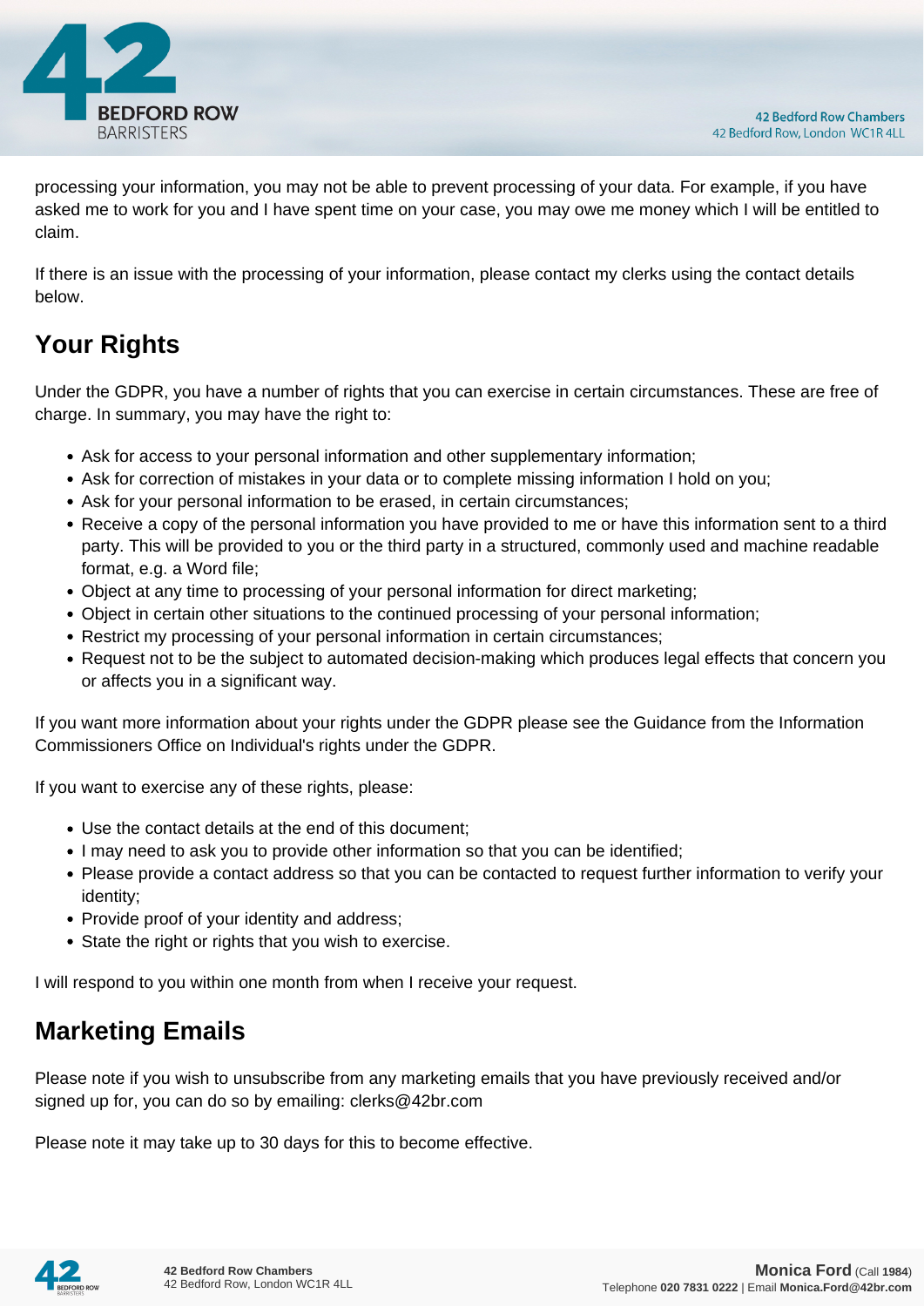processing your information, you may not be able to prevent processing of your data. For example, if you have asked me to work for you and I have spent time on your case, you may owe me money which I will be entitled to claim.

If there is an issue with the processing of your information, please contact my clerks using the contact details below.

## Your Rights

Under the GDPR, you have a number of rights that you can exercise in certain circumstances. These are free of charge. In summary, you may have the right to:

- Ask for access to your personal information and other supplementary information;
- Ask for correction of mistakes in your data or to complete missing information I hold on you;
- Ask for your personal information to be erased, in certain circumstances;
- Receive a copy of the personal information you have provided to me or have this information sent to a third party. This will be provided to you or the third party in a structured, commonly used and machine readable format, e.g. a Word file;
- Object at any time to processing of your personal information for direct marketing;
- Object in certain other situations to the continued processing of your personal information;
- Restrict my processing of your personal information in certain circumstances;
- Request not to be the subject to automated decision-making which produces legal effects that concern you or affects you in a significant way.

If you want more information about your rights under the GDPR please see the Guidance from the Information Commissioners Office on Individual's rights under the GDPR.

If you want to exercise any of these rights, please:

- Use the contact details at the end of this document;
- I may need to ask you to provide other information so that you can be identified;
- Please provide a contact address so that you can be contacted to request further information to verify your identity;
- Provide proof of your identity and address;
- State the right or rights that you wish to exercise.

I will respond to you within one month from when I receive your request.

## Marketing Emails

Please note if you wish to unsubscribe from any marketing emails that you have previously received and/or signed up for, you can do so by emailing: clerks@42br.com

Please note it may take up to 30 days for this to become effective.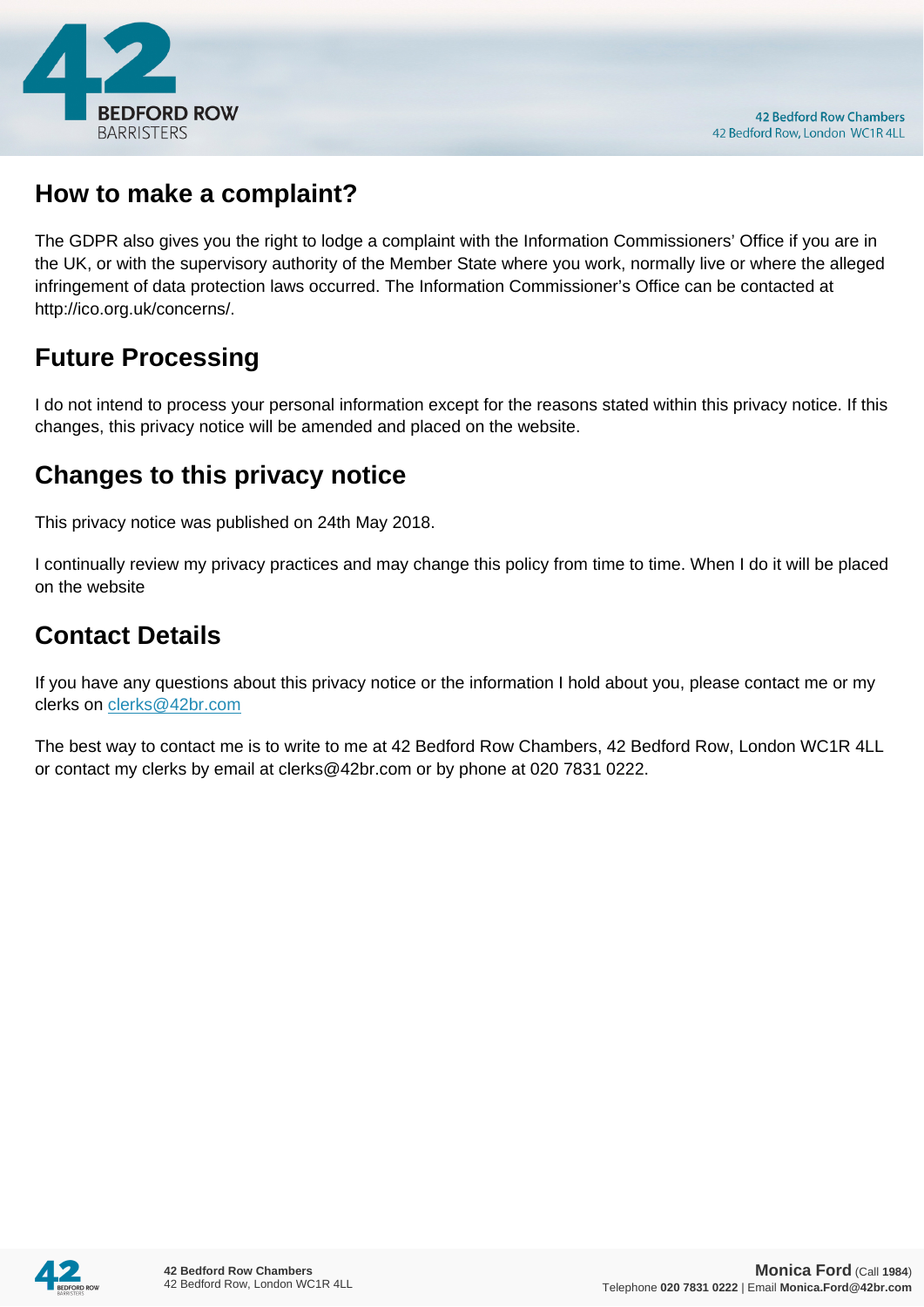## How to make a complaint?

The GDPR also gives you the right to lodge a complaint with the Information Commissioners' Office if you are in the UK, or with the supervisory authority of the Member State where you work, normally live or where the alleged infringement of data protection laws occurred. The Information Commissioner's Office can be contacted at http://ico.org.uk/concerns/.

## Future Processing

I do not intend to process your personal information except for the reasons stated within this privacy notice. If this changes, this privacy notice will be amended and placed on the website.

## Changes to this privacy notice

This privacy notice was published on 24th May 2018.

I continually review my privacy practices and may change this policy from time to time. When I do it will be placed on the website

## Contact Details

If you have any questions about this privacy notice or the information I hold about you, please contact me or my clerks on clerks@42br.com

The best way to contact me is to write to me at 42 Bedford Row Chambers, 42 Bedford Row, London WC1R 4LL or contact my clerks by email at clerks@42br.com or by phone at 020 7831 0222.